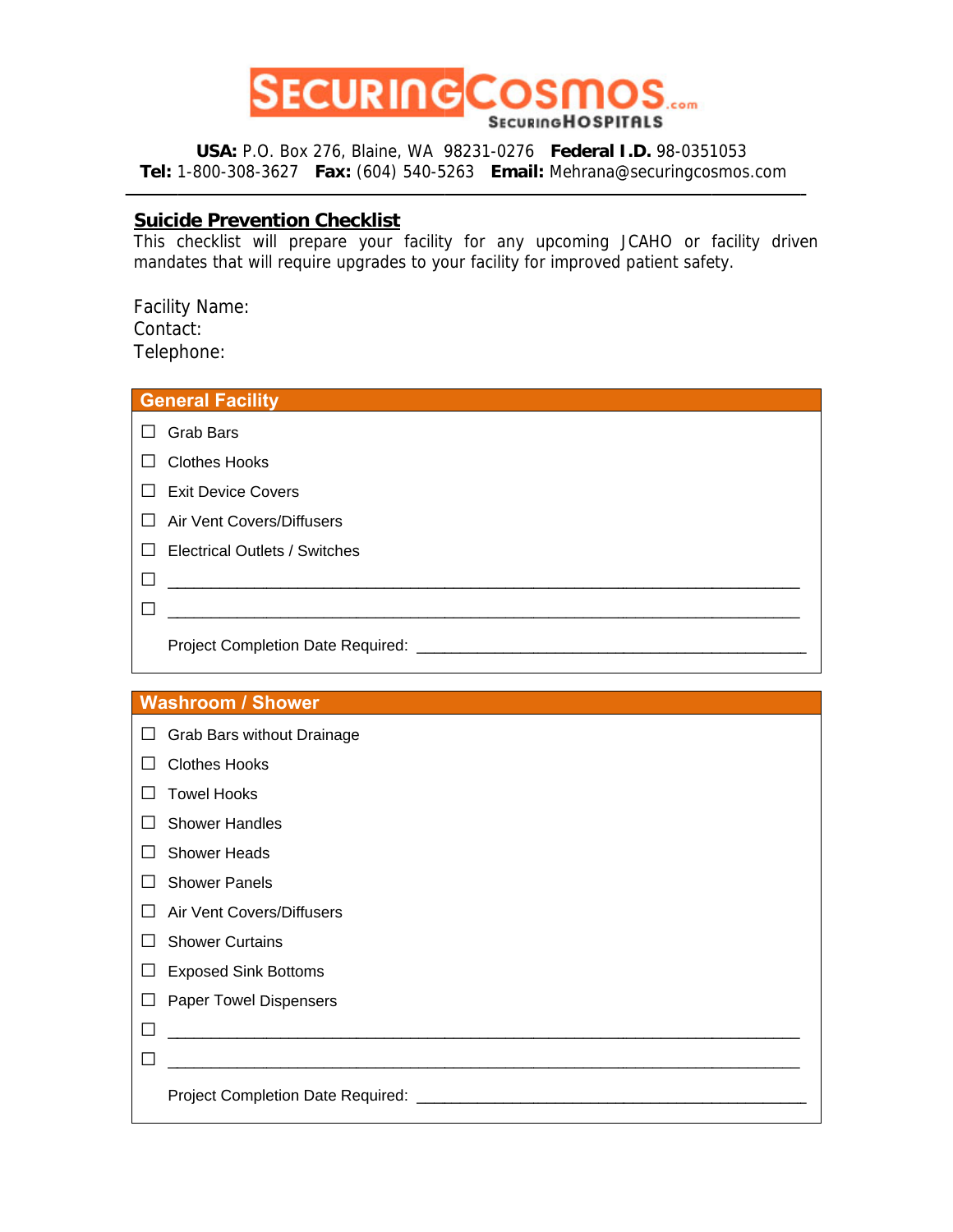# SECURINGCOSMOS.com
SECURINGHOSPITALS

**USA:** P.O. Box 276, Blaine, WA 98231-0276 **Federal I.D.** 98-0351053
**Tel:** 1-800-308-3627 **Fax:** (604) 540-5263 **Email:** Mehrana@securingcosmos.com

---

## Suicide Prevention Checklist

This checklist will prepare your facility for any upcoming JCAHO or facility driven mandates that will require upgrades to your facility for improved patient safety.

Facility Name:
Contact:
Telephone:

### General Facility

- ☐ Grab Bars
- ☐ Clothes Hooks
- ☐ Exit Device Covers
- ☐ Air Vent Covers/Diffusers
- ☐ Electrical Outlets / Switches
- ☐ ____________________________________________
- ☐ ____________________________________________

Project Completion Date Required: ______________________________

### Washroom / Shower

- ☐ Grab Bars without Drainage
- ☐ Clothes Hooks
- ☐ Towel Hooks
- ☐ Shower Handles
- ☐ Shower Heads
- ☐ Shower Panels
- ☐ Air Vent Covers/Diffusers
- ☐ Shower Curtains
- ☐ Exposed Sink Bottoms
- ☐ Paper Towel Dispensers
- ☐ ____________________________________________
- ☐ ____________________________________________

Project Completion Date Required: ______________________________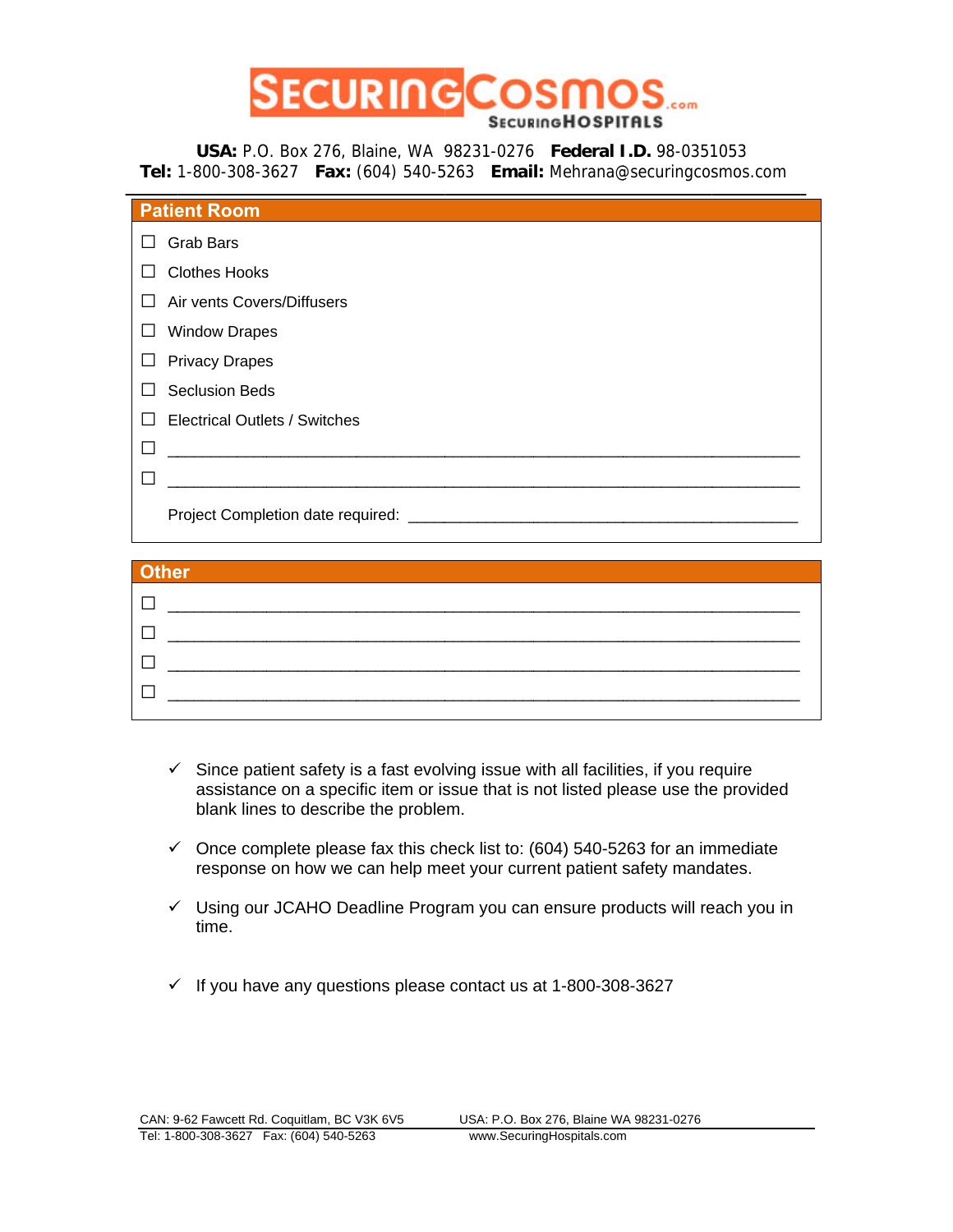# SECURINGCOSMOS.com
SECURINGHOSPITALS

**USA:** P.O. Box 276, Blaine, WA 98231-0276 **Federal I.D.** 98-0351053
**Tel:** 1-800-308-3627 **Fax:** (604) 540-5263 **Email:** Mehrana@securingcosmos.com

## Patient Room

- ☐ Grab Bars
- ☐ Clothes Hooks
- ☐ Air vents Covers/Diffusers
- ☐ Window Drapes
- ☐ Privacy Drapes
- ☐ Seclusion Beds
- ☐ Electrical Outlets / Switches
- ☐ ______________________________________________________________
- ☐ ______________________________________________________________

Project Completion date required: ______________________________________

## Other

- ☐ ______________________________________________________________
- ☐ ______________________________________________________________
- ☐ ______________________________________________________________
- ☐ ______________________________________________________________

- ✓ Since patient safety is a fast evolving issue with all facilities, if you require assistance on a specific item or issue that is not listed please use the provided blank lines to describe the problem.
- ✓ Once complete please fax this check list to: (604) 540-5263 for an immediate response on how we can help meet your current patient safety mandates.
- ✓ Using our JCAHO Deadline Program you can ensure products will reach you in time.
- ✓ If you have any questions please contact us at 1-800-308-3627

CAN: 9-62 Fawcett Rd. Coquitlam, BC V3K 6V5 USA: P.O. Box 276, Blaine WA 98231-0276
Tel: 1-800-308-3627 Fax: (604) 540-5263 www.SecuringHospitals.com